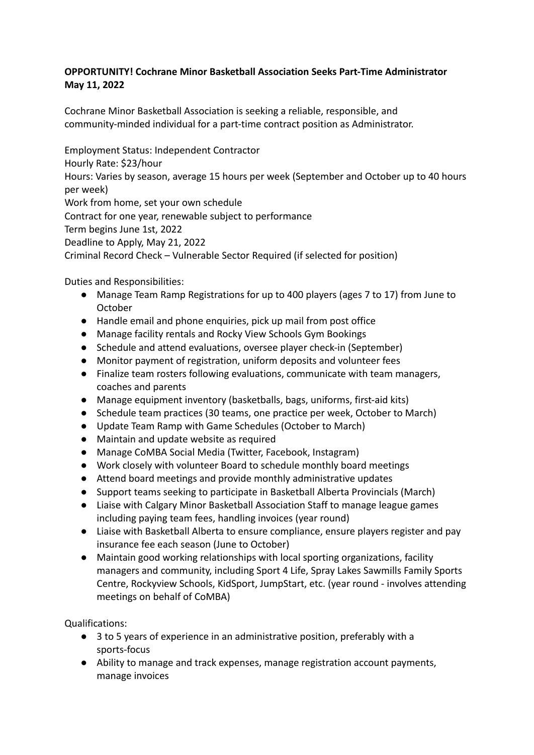**OPPORTUNITY! Cochrane Minor Basketball Association Seeks Part-Time Administrator May 11, 2022**

Cochrane Minor Basketball Association is seeking a reliable, responsible, and community-minded individual for a part-time contract position as Administrator.

Employment Status: Independent Contractor
Hourly Rate: $23/hour
Hours: Varies by season, average 15 hours per week (September and October up to 40 hours per week)
Work from home, set your own schedule
Contract for one year, renewable subject to performance
Term begins June 1st, 2022
Deadline to Apply, May 21, 2022
Criminal Record Check – Vulnerable Sector Required (if selected for position)

Duties and Responsibilities:

- Manage Team Ramp Registrations for up to 400 players (ages 7 to 17) from June to October
- Handle email and phone enquiries, pick up mail from post office
- Manage facility rentals and Rocky View Schools Gym Bookings
- Schedule and attend evaluations, oversee player check-in (September)
- Monitor payment of registration, uniform deposits and volunteer fees
- Finalize team rosters following evaluations, communicate with team managers, coaches and parents
- Manage equipment inventory (basketballs, bags, uniforms, first-aid kits)
- Schedule team practices (30 teams, one practice per week, October to March)
- Update Team Ramp with Game Schedules (October to March)
- Maintain and update website as required
- Manage CoMBA Social Media (Twitter, Facebook, Instagram)
- Work closely with volunteer Board to schedule monthly board meetings
- Attend board meetings and provide monthly administrative updates
- Support teams seeking to participate in Basketball Alberta Provincials (March)
- Liaise with Calgary Minor Basketball Association Staff to manage league games including paying team fees, handling invoices (year round)
- Liaise with Basketball Alberta to ensure compliance, ensure players register and pay insurance fee each season (June to October)
- Maintain good working relationships with local sporting organizations, facility managers and community, including Sport 4 Life, Spray Lakes Sawmills Family Sports Centre, Rockyview Schools, KidSport, JumpStart, etc. (year round - involves attending meetings on behalf of CoMBA)

Qualifications:

- 3 to 5 years of experience in an administrative position, preferably with a sports-focus
- Ability to manage and track expenses, manage registration account payments, manage invoices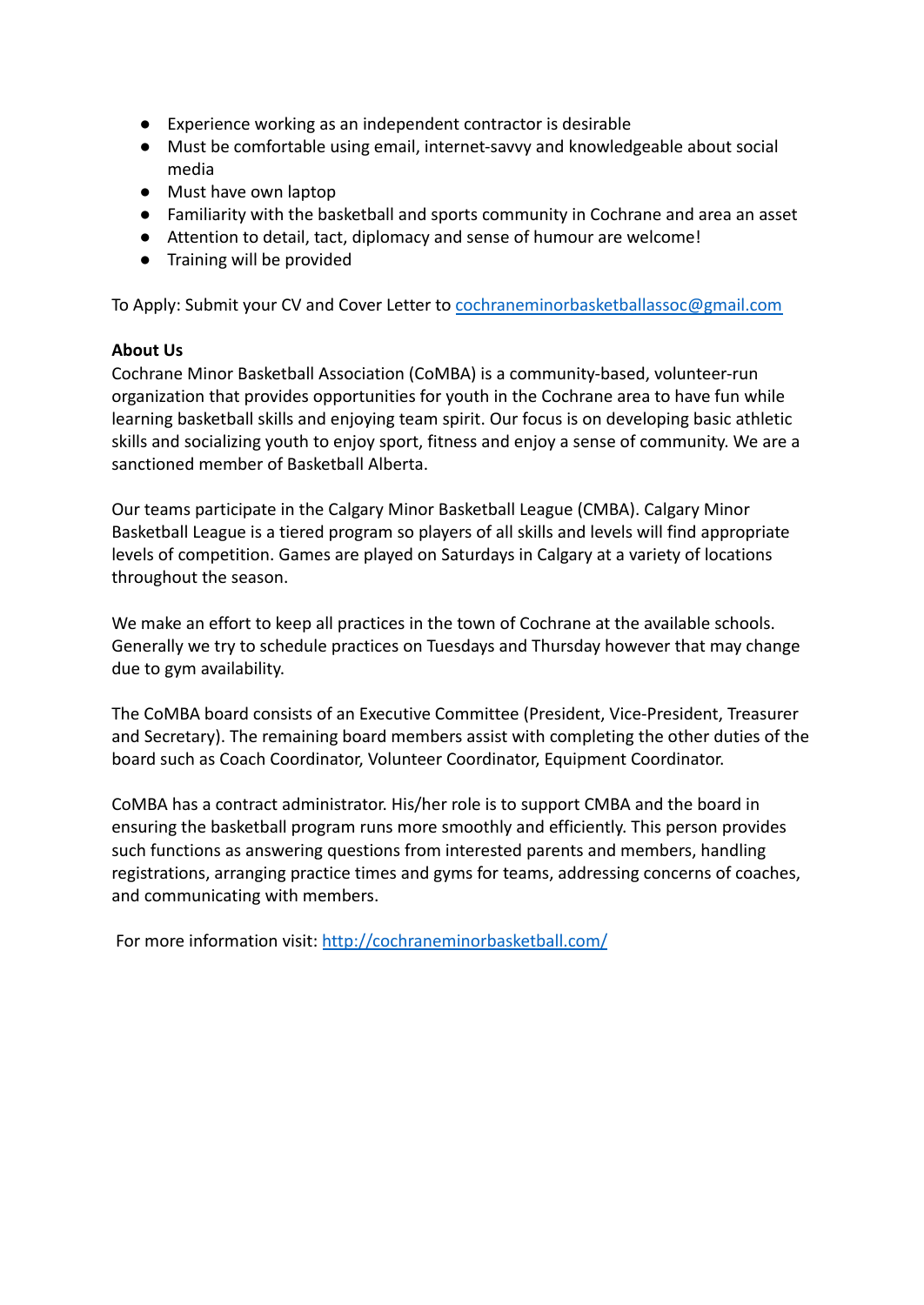- Experience working as an independent contractor is desirable
- Must be comfortable using email, internet-savvy and knowledgeable about social media
- Must have own laptop
- Familiarity with the basketball and sports community in Cochrane and area an asset
- Attention to detail, tact, diplomacy and sense of humour are welcome!
- Training will be provided

To Apply: Submit your CV and Cover Letter to [cochraneminorbasketballassoc@gmail.com](mailto:cochraneminorbasketballassoc@gmail.com)

**About Us**

Cochrane Minor Basketball Association (CoMBA) is a community-based, volunteer-run organization that provides opportunities for youth in the Cochrane area to have fun while learning basketball skills and enjoying team spirit. Our focus is on developing basic athletic skills and socializing youth to enjoy sport, fitness and enjoy a sense of community. We are a sanctioned member of Basketball Alberta.

Our teams participate in the Calgary Minor Basketball League (CMBA). Calgary Minor Basketball League is a tiered program so players of all skills and levels will find appropriate levels of competition. Games are played on Saturdays in Calgary at a variety of locations throughout the season.

We make an effort to keep all practices in the town of Cochrane at the available schools. Generally we try to schedule practices on Tuesdays and Thursday however that may change due to gym availability.

The CoMBA board consists of an Executive Committee (President, Vice-President, Treasurer and Secretary). The remaining board members assist with completing the other duties of the board such as Coach Coordinator, Volunteer Coordinator, Equipment Coordinator.

CoMBA has a contract administrator. His/her role is to support CMBA and the board in ensuring the basketball program runs more smoothly and efficiently. This person provides such functions as answering questions from interested parents and members, handling registrations, arranging practice times and gyms for teams, addressing concerns of coaches, and communicating with members.

For more information visit: [http://cochraneminorbasketball.com/](http://cochraneminorbasketball.com/)